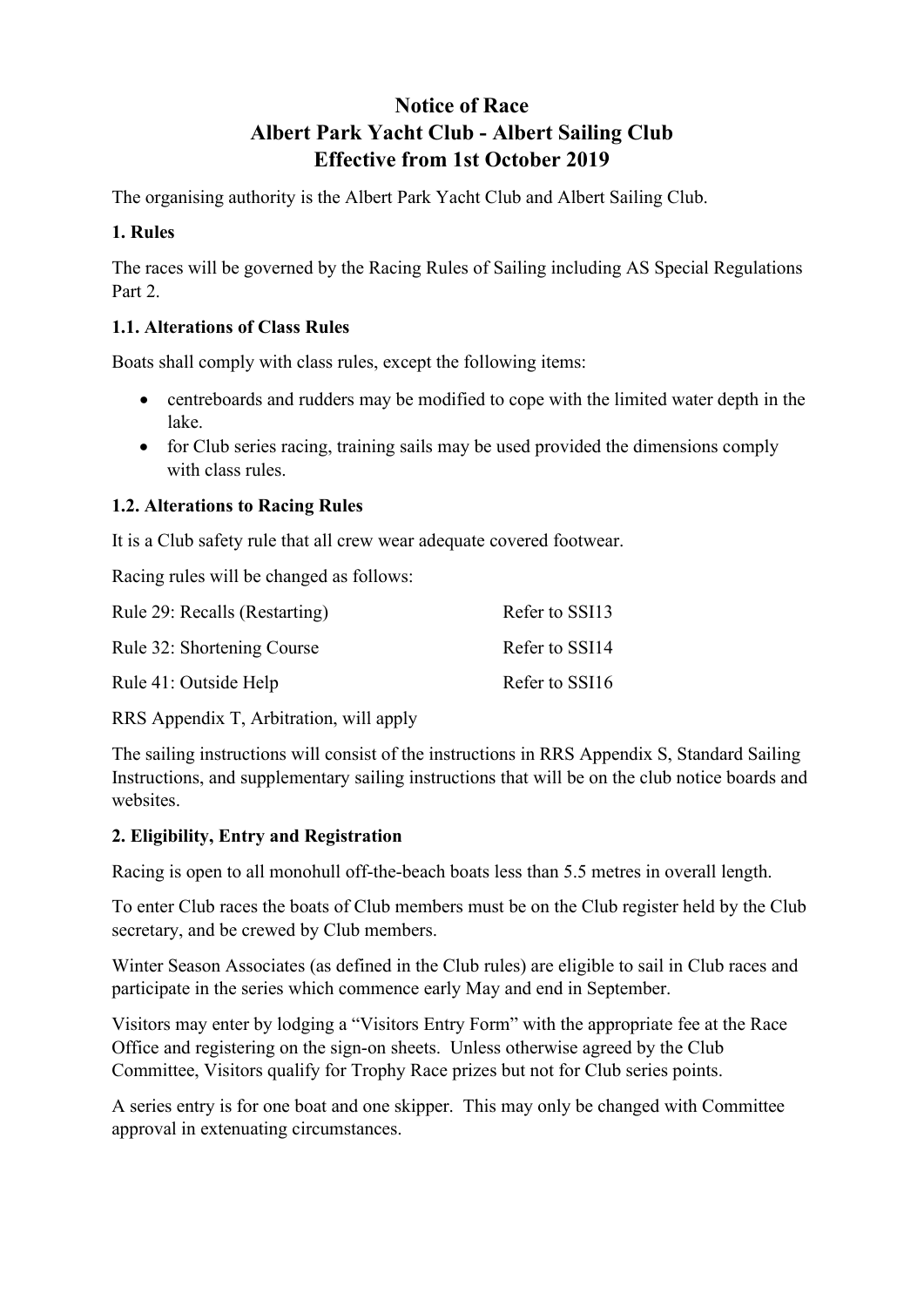# Notice of Race
# Albert Park Yacht Club - Albert Sailing Club
# Effective from 1st October 2019

The organising authority is the Albert Park Yacht Club and Albert Sailing Club.

## 1. Rules

The races will be governed by the Racing Rules of Sailing including AS Special Regulations Part 2.

### 1.1. Alterations of Class Rules

Boats shall comply with class rules, except the following items:

- centreboards and rudders may be modified to cope with the limited water depth in the lake.
- for Club series racing, training sails may be used provided the dimensions comply with class rules.

### 1.2. Alterations to Racing Rules

It is a Club safety rule that all crew wear adequate covered footwear.

Racing rules will be changed as follows:

| | |
|---|---|
| Rule 29: Recalls (Restarting) | Refer to SSI13 |
| Rule 32: Shortening Course | Refer to SSI14 |
| Rule 41: Outside Help | Refer to SSI16 |

RRS Appendix T, Arbitration, will apply

The sailing instructions will consist of the instructions in RRS Appendix S, Standard Sailing Instructions, and supplementary sailing instructions that will be on the club notice boards and websites.

## 2. Eligibility, Entry and Registration

Racing is open to all monohull off-the-beach boats less than 5.5 metres in overall length.

To enter Club races the boats of Club members must be on the Club register held by the Club secretary, and be crewed by Club members.

Winter Season Associates (as defined in the Club rules) are eligible to sail in Club races and participate in the series which commence early May and end in September.

Visitors may enter by lodging a "Visitors Entry Form" with the appropriate fee at the Race Office and registering on the sign-on sheets. Unless otherwise agreed by the Club Committee, Visitors qualify for Trophy Race prizes but not for Club series points.

A series entry is for one boat and one skipper. This may only be changed with Committee approval in extenuating circumstances.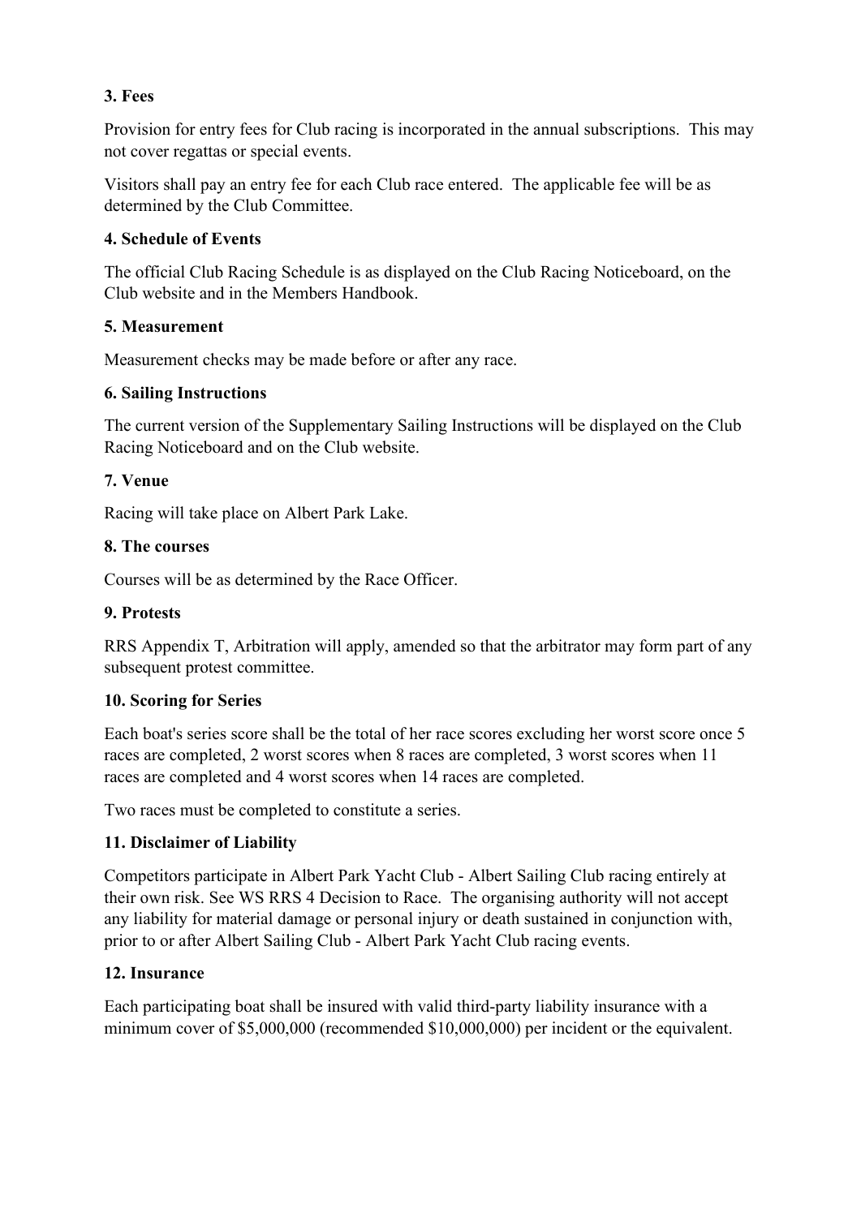**3. Fees**

Provision for entry fees for Club racing is incorporated in the annual subscriptions. This may not cover regattas or special events.

Visitors shall pay an entry fee for each Club race entered. The applicable fee will be as determined by the Club Committee.

**4. Schedule of Events**

The official Club Racing Schedule is as displayed on the Club Racing Noticeboard, on the Club website and in the Members Handbook.

**5. Measurement**

Measurement checks may be made before or after any race.

**6. Sailing Instructions**

The current version of the Supplementary Sailing Instructions will be displayed on the Club Racing Noticeboard and on the Club website.

**7. Venue**

Racing will take place on Albert Park Lake.

**8. The courses**

Courses will be as determined by the Race Officer.

**9. Protests**

RRS Appendix T, Arbitration will apply, amended so that the arbitrator may form part of any subsequent protest committee.

**10. Scoring for Series**

Each boat's series score shall be the total of her race scores excluding her worst score once 5 races are completed, 2 worst scores when 8 races are completed, 3 worst scores when 11 races are completed and 4 worst scores when 14 races are completed.

Two races must be completed to constitute a series.

**11. Disclaimer of Liability**

Competitors participate in Albert Park Yacht Club - Albert Sailing Club racing entirely at their own risk. See WS RRS 4 Decision to Race. The organising authority will not accept any liability for material damage or personal injury or death sustained in conjunction with, prior to or after Albert Sailing Club - Albert Park Yacht Club racing events.

**12. Insurance**

Each participating boat shall be insured with valid third-party liability insurance with a minimum cover of $5,000,000 (recommended $10,000,000) per incident or the equivalent.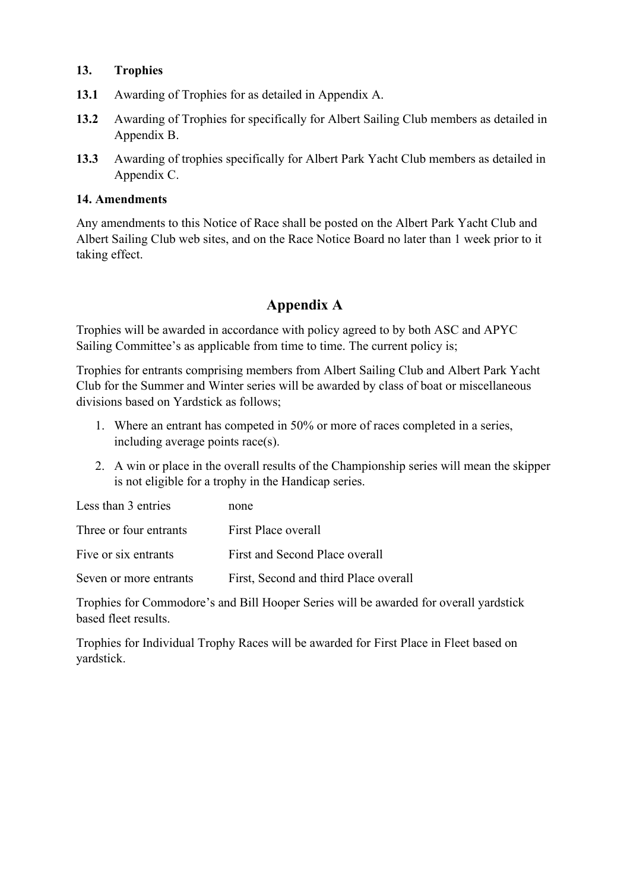**13. Trophies**

**13.1** Awarding of Trophies for as detailed in Appendix A.

**13.2** Awarding of Trophies for specifically for Albert Sailing Club members as detailed in Appendix B.

**13.3** Awarding of trophies specifically for Albert Park Yacht Club members as detailed in Appendix C.

**14. Amendments**

Any amendments to this Notice of Race shall be posted on the Albert Park Yacht Club and Albert Sailing Club web sites, and on the Race Notice Board no later than 1 week prior to it taking effect.

## Appendix A

Trophies will be awarded in accordance with policy agreed to by both ASC and APYC Sailing Committee's as applicable from time to time. The current policy is;

Trophies for entrants comprising members from Albert Sailing Club and Albert Park Yacht Club for the Summer and Winter series will be awarded by class of boat or miscellaneous divisions based on Yardstick as follows;

1. Where an entrant has competed in 50% or more of races completed in a series, including average points race(s).
2. A win or place in the overall results of the Championship series will mean the skipper is not eligible for a trophy in the Handicap series.

| | |
|---|---|
| Less than 3 entries | none |
| Three or four entrants | First Place overall |
| Five or six entrants | First and Second Place overall |
| Seven or more entrants | First, Second and third Place overall |

Trophies for Commodore's and Bill Hooper Series will be awarded for overall yardstick based fleet results.

Trophies for Individual Trophy Races will be awarded for First Place in Fleet based on yardstick.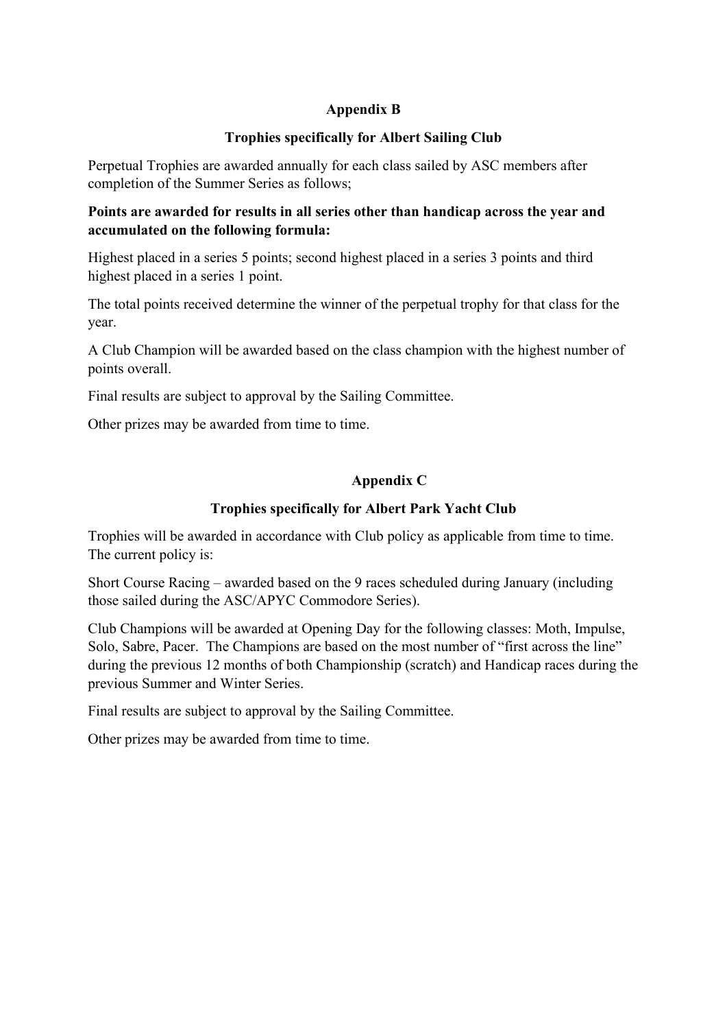## Appendix B

### Trophies specifically for Albert Sailing Club

Perpetual Trophies are awarded annually for each class sailed by ASC members after completion of the Summer Series as follows;

**Points are awarded for results in all series other than handicap across the year and accumulated on the following formula:**

Highest placed in a series 5 points; second highest placed in a series 3 points and third highest placed in a series 1 point.

The total points received determine the winner of the perpetual trophy for that class for the year.

A Club Champion will be awarded based on the class champion with the highest number of points overall.

Final results are subject to approval by the Sailing Committee.

Other prizes may be awarded from time to time.

## Appendix C

### Trophies specifically for Albert Park Yacht Club

Trophies will be awarded in accordance with Club policy as applicable from time to time. The current policy is:

Short Course Racing – awarded based on the 9 races scheduled during January (including those sailed during the ASC/APYC Commodore Series).

Club Champions will be awarded at Opening Day for the following classes: Moth, Impulse, Solo, Sabre, Pacer. The Champions are based on the most number of "first across the line" during the previous 12 months of both Championship (scratch) and Handicap races during the previous Summer and Winter Series.

Final results are subject to approval by the Sailing Committee.

Other prizes may be awarded from time to time.